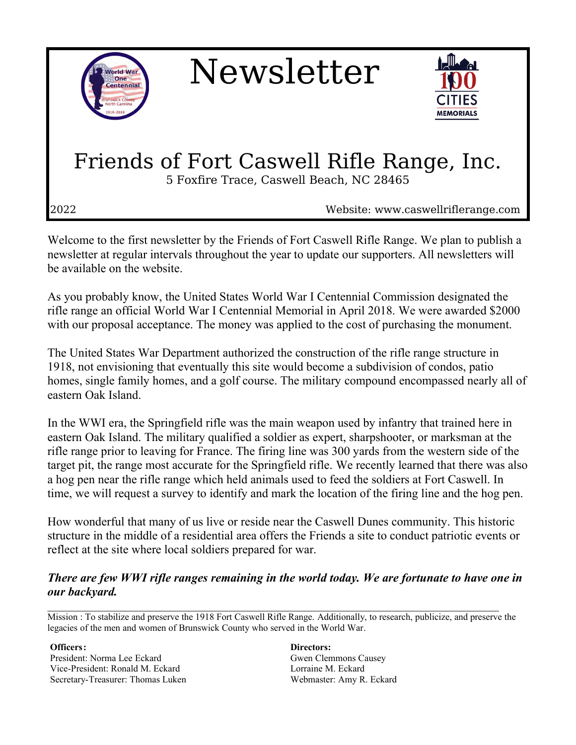# Newsletter

## Friends of Fort Caswell Rifle Range, Inc.

5 Foxfire Trace, Caswell Beach, NC 28465

2022 Website: www.caswellriflerange.com

Welcome to the first newsletter by the Friends of Fort Caswell Rifle Range. We plan to publish a newsletter at regular intervals throughout the year to update our supporters. All newsletters will be available on the website.

As you probably know, the United States World War I Centennial Commission designated the rifle range an official World War I Centennial Memorial in April 2018. We were awarded $2000 with our proposal acceptance. The money was applied to the cost of purchasing the monument.

The United States War Department authorized the construction of the rifle range structure in 1918, not envisioning that eventually this site would become a subdivision of condos, patio homes, single family homes, and a golf course. The military compound encompassed nearly all of eastern Oak Island.

In the WWI era, the Springfield rifle was the main weapon used by infantry that trained here in eastern Oak Island. The military qualified a soldier as expert, sharpshooter, or marksman at the rifle range prior to leaving for France. The firing line was 300 yards from the western side of the target pit, the range most accurate for the Springfield rifle. We recently learned that there was also a hog pen near the rifle range which held animals used to feed the soldiers at Fort Caswell. In time, we will request a survey to identify and mark the location of the firing line and the hog pen.

How wonderful that many of us live or reside near the Caswell Dunes community. This historic structure in the middle of a residential area offers the Friends a site to conduct patriotic events or reflect at the site where local soldiers prepared for war.

***There are few WWI rifle ranges remaining in the world today. We are fortunate to have one in our backyard.***

---

Mission : To stabilize and preserve the 1918 Fort Caswell Rifle Range. Additionally, to research, publicize, and preserve the legacies of the men and women of Brunswick County who served in the World War.

**Officers:**
President: Norma Lee Eckard
Vice-President: Ronald M. Eckard
Secretary-Treasurer: Thomas Luken

**Directors:**
Gwen Clemmons Causey
Lorraine M. Eckard
Webmaster: Amy R. Eckard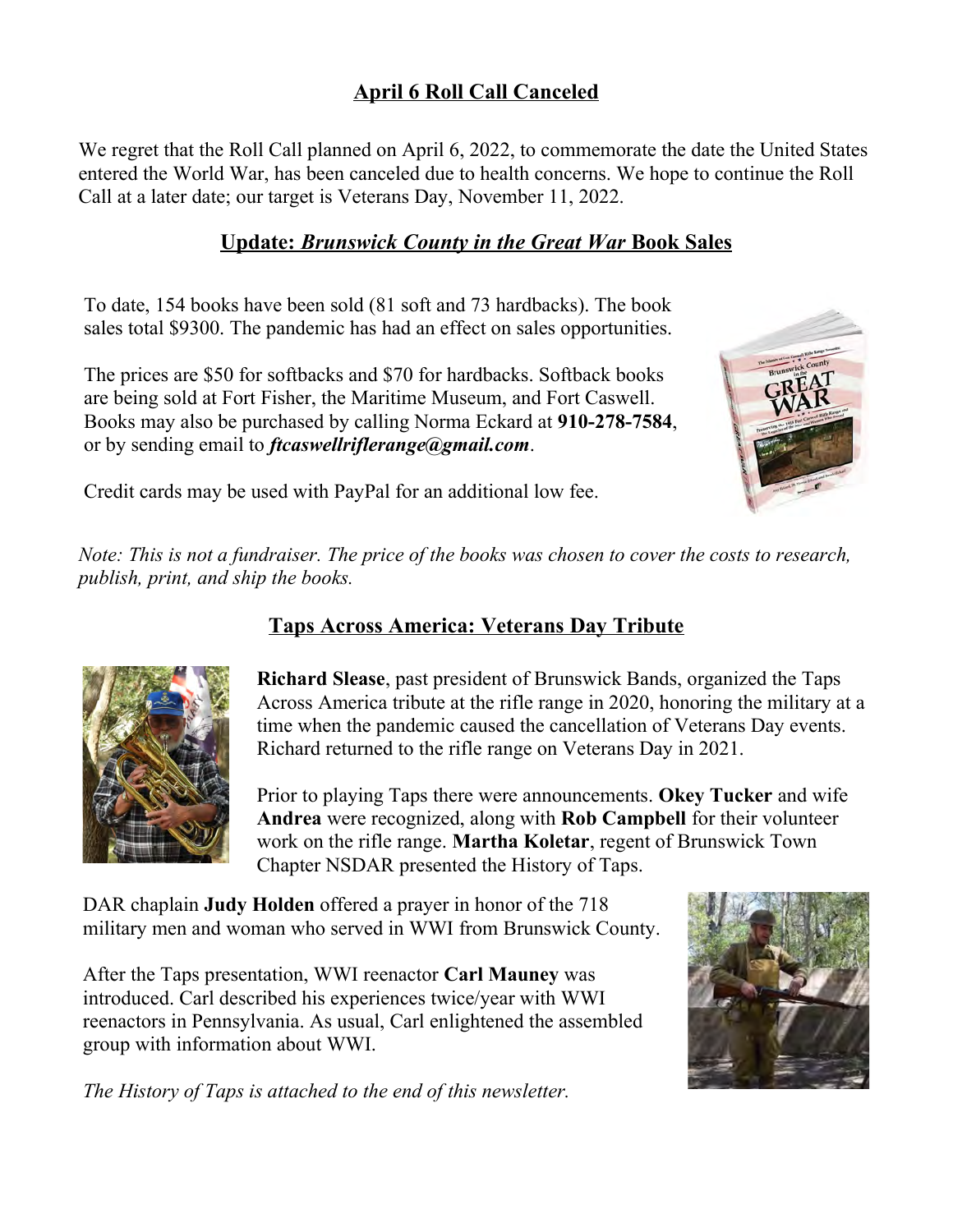## April 6 Roll Call Canceled

We regret that the Roll Call planned on April 6, 2022, to commemorate the date the United States entered the World War, has been canceled due to health concerns. We hope to continue the Roll Call at a later date; our target is Veterans Day, November 11, 2022.

## Update: *Brunswick County in the Great War* Book Sales

To date, 154 books have been sold (81 soft and 73 hardbacks). The book sales total $9300. The pandemic has had an effect on sales opportunities.

The prices are $50 for softbacks and $70 for hardbacks. Softback books are being sold at Fort Fisher, the Maritime Museum, and Fort Caswell. Books may also be purchased by calling Norma Eckard at **910-278-7584**, or by sending email to ***ftcaswellriflerange@gmail.com***.

Credit cards may be used with PayPal for an additional low fee.

*Note: This is not a fundraiser. The price of the books was chosen to cover the costs to research, publish, print, and ship the books.*

## Taps Across America: Veterans Day Tribute

**Richard Slease**, past president of Brunswick Bands, organized the Taps Across America tribute at the rifle range in 2020, honoring the military at a time when the pandemic caused the cancellation of Veterans Day events. Richard returned to the rifle range on Veterans Day in 2021.

Prior to playing Taps there were announcements. **Okey Tucker** and wife **Andrea** were recognized, along with **Rob Campbell** for their volunteer work on the rifle range. **Martha Koletar**, regent of Brunswick Town Chapter NSDAR presented the History of Taps.

DAR chaplain **Judy Holden** offered a prayer in honor of the 718 military men and woman who served in WWI from Brunswick County.

After the Taps presentation, WWI reenactor **Carl Mauney** was introduced. Carl described his experiences twice/year with WWI reenactors in Pennsylvania. As usual, Carl enlightened the assembled group with information about WWI.

*The History of Taps is attached to the end of this newsletter.*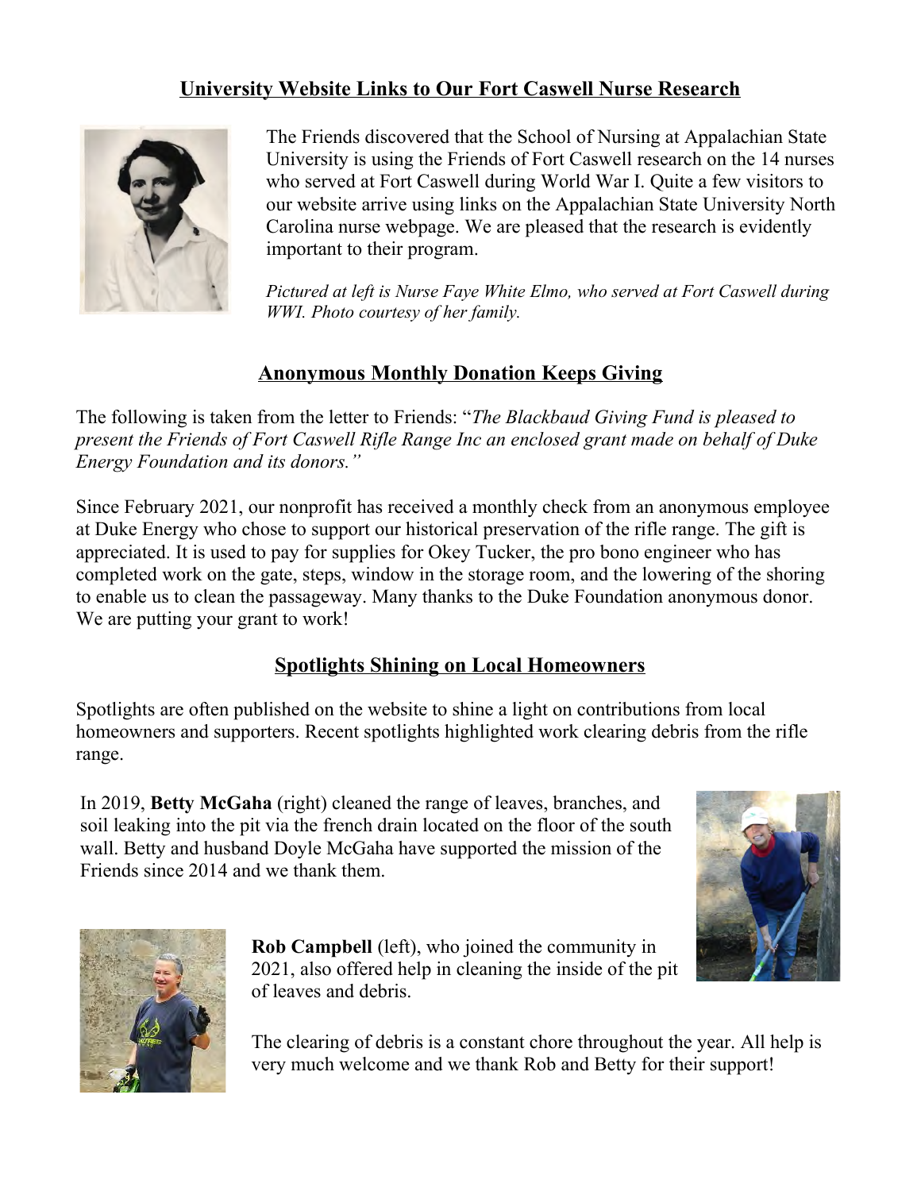## University Website Links to Our Fort Caswell Nurse Research

The Friends discovered that the School of Nursing at Appalachian State University is using the Friends of Fort Caswell research on the 14 nurses who served at Fort Caswell during World War I. Quite a few visitors to our website arrive using links on the Appalachian State University North Carolina nurse webpage. We are pleased that the research is evidently important to their program.

*Pictured at left is Nurse Faye White Elmo, who served at Fort Caswell during WWI. Photo courtesy of her family.*

## Anonymous Monthly Donation Keeps Giving

The following is taken from the letter to Friends: "*The Blackbaud Giving Fund is pleased to present the Friends of Fort Caswell Rifle Range Inc an enclosed grant made on behalf of Duke Energy Foundation and its donors.*"

Since February 2021, our nonprofit has received a monthly check from an anonymous employee at Duke Energy who chose to support our historical preservation of the rifle range. The gift is appreciated. It is used to pay for supplies for Okey Tucker, the pro bono engineer who has completed work on the gate, steps, window in the storage room, and the lowering of the shoring to enable us to clean the passageway. Many thanks to the Duke Foundation anonymous donor. We are putting your grant to work!

## Spotlights Shining on Local Homeowners

Spotlights are often published on the website to shine a light on contributions from local homeowners and supporters. Recent spotlights highlighted work clearing debris from the rifle range.

In 2019, **Betty McGaha** (right) cleaned the range of leaves, branches, and soil leaking into the pit via the french drain located on the floor of the south wall. Betty and husband Doyle McGaha have supported the mission of the Friends since 2014 and we thank them.

**Rob Campbell** (left), who joined the community in 2021, also offered help in cleaning the inside of the pit of leaves and debris.

The clearing of debris is a constant chore throughout the year. All help is very much welcome and we thank Rob and Betty for their support!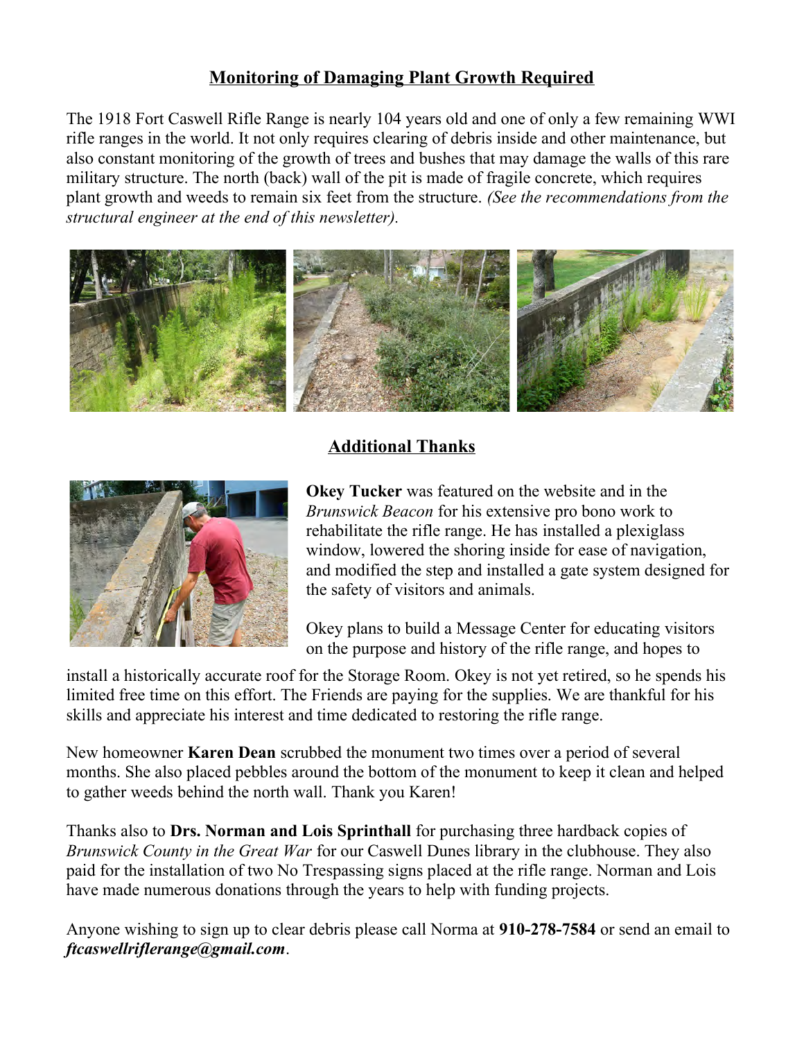## Monitoring of Damaging Plant Growth Required

The 1918 Fort Caswell Rifle Range is nearly 104 years old and one of only a few remaining WWI rifle ranges in the world. It not only requires clearing of debris inside and other maintenance, but also constant monitoring of the growth of trees and bushes that may damage the walls of this rare military structure. The north (back) wall of the pit is made of fragile concrete, which requires plant growth and weeds to remain six feet from the structure. *(See the recommendations from the structural engineer at the end of this newsletter).*

## Additional Thanks

**Okey Tucker** was featured on the website and in the *Brunswick Beacon* for his extensive pro bono work to rehabilitate the rifle range. He has installed a plexiglass window, lowered the shoring inside for ease of navigation, and modified the step and installed a gate system designed for the safety of visitors and animals.

Okey plans to build a Message Center for educating visitors on the purpose and history of the rifle range, and hopes to install a historically accurate roof for the Storage Room. Okey is not yet retired, so he spends his limited free time on this effort. The Friends are paying for the supplies. We are thankful for his skills and appreciate his interest and time dedicated to restoring the rifle range.

New homeowner **Karen Dean** scrubbed the monument two times over a period of several months. She also placed pebbles around the bottom of the monument to keep it clean and helped to gather weeds behind the north wall. Thank you Karen!

Thanks also to **Drs. Norman and Lois Sprinthall** for purchasing three hardback copies of *Brunswick County in the Great War* for our Caswell Dunes library in the clubhouse. They also paid for the installation of two No Trespassing signs placed at the rifle range. Norman and Lois have made numerous donations through the years to help with funding projects.

Anyone wishing to sign up to clear debris please call Norma at **910-278-7584** or send an email to ***ftcaswellriflerange@gmail.com***.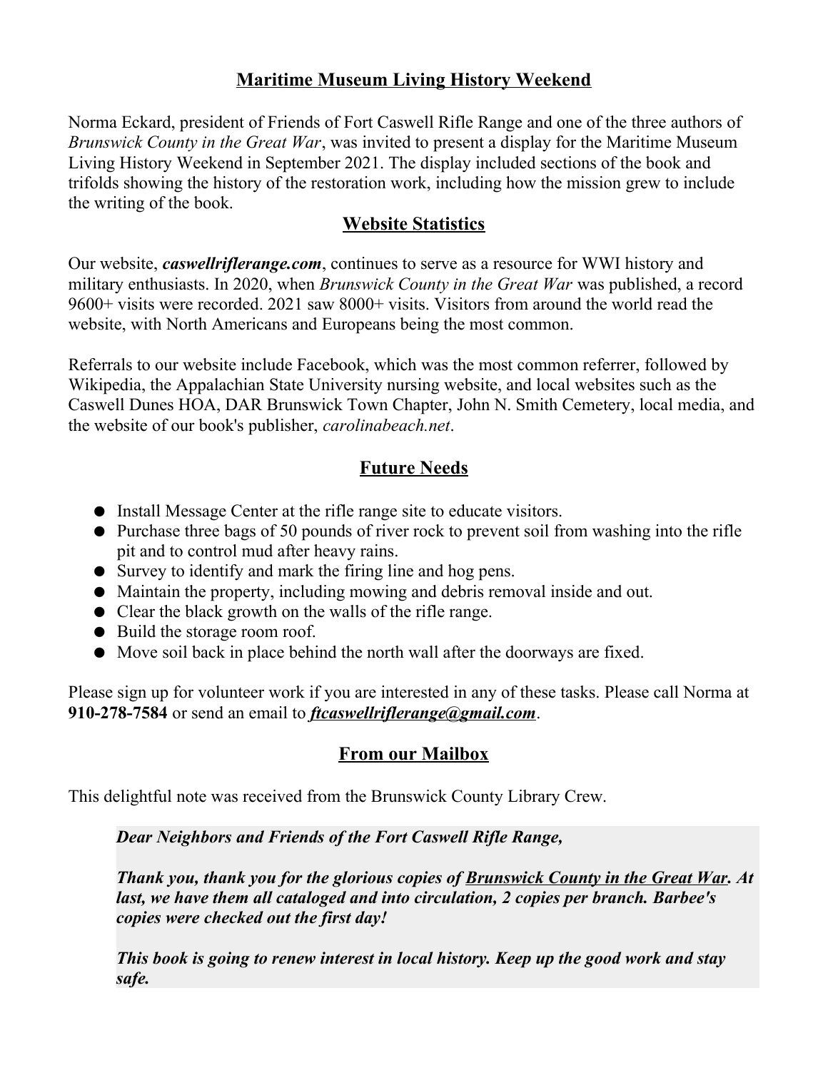## Maritime Museum Living History Weekend

Norma Eckard, president of Friends of Fort Caswell Rifle Range and one of the three authors of *Brunswick County in the Great War*, was invited to present a display for the Maritime Museum Living History Weekend in September 2021. The display included sections of the book and trifolds showing the history of the restoration work, including how the mission grew to include the writing of the book.

## Website Statistics

Our website, ***caswellriflerange.com***, continues to serve as a resource for WWI history and military enthusiasts. In 2020, when *Brunswick County in the Great War* was published, a record 9600+ visits were recorded. 2021 saw 8000+ visits. Visitors from around the world read the website, with North Americans and Europeans being the most common.

Referrals to our website include Facebook, which was the most common referrer, followed by Wikipedia, the Appalachian State University nursing website, and local websites such as the Caswell Dunes HOA, DAR Brunswick Town Chapter, John N. Smith Cemetery, local media, and the website of our book's publisher, *carolinabeach.net*.

## Future Needs

- Install Message Center at the rifle range site to educate visitors.
- Purchase three bags of 50 pounds of river rock to prevent soil from washing into the rifle pit and to control mud after heavy rains.
- Survey to identify and mark the firing line and hog pens.
- Maintain the property, including mowing and debris removal inside and out.
- Clear the black growth on the walls of the rifle range.
- Build the storage room roof.
- Move soil back in place behind the north wall after the doorways are fixed.

Please sign up for volunteer work if you are interested in any of these tasks. Please call Norma at **910-278-7584** or send an email to ***ftcaswellriflerange@gmail.com***.

## From our Mailbox

This delightful note was received from the Brunswick County Library Crew.

> ***Dear Neighbors and Friends of the Fort Caswell Rifle Range,***
>
> ***Thank you, thank you for the glorious copies of Brunswick County in the Great War. At last, we have them all cataloged and into circulation, 2 copies per branch. Barbee's copies were checked out the first day!***
>
> ***This book is going to renew interest in local history. Keep up the good work and stay safe.***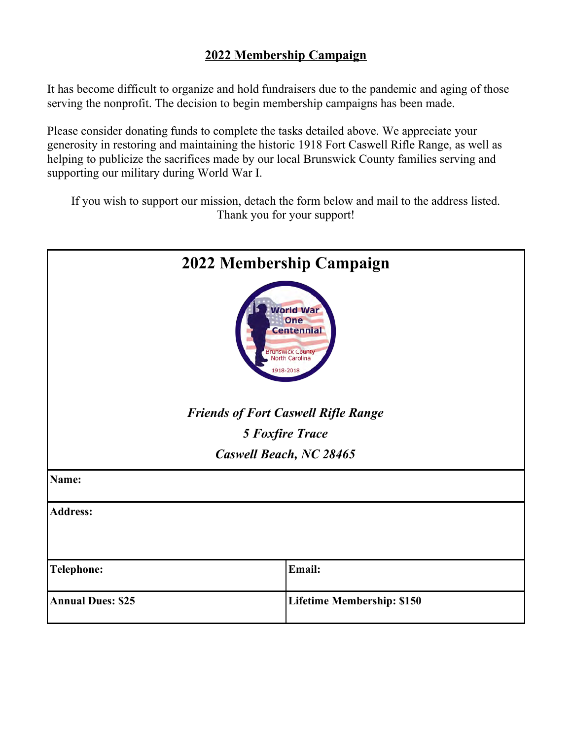## 2022 Membership Campaign

It has become difficult to organize and hold fundraisers due to the pandemic and aging of those serving the nonprofit. The decision to begin membership campaigns has been made.

Please consider donating funds to complete the tasks detailed above. We appreciate your generosity in restoring and maintaining the historic 1918 Fort Caswell Rifle Range, as well as helping to publicize the sacrifices made by our local Brunswick County families serving and supporting our military during World War I.

If you wish to support our mission, detach the form below and mail to the address listed. Thank you for your support!

# 2022 Membership Campaign

World War One Centennial
Brunswick County North Carolina
1918-2018

***Friends of Fort Caswell Rifle Range***

***5 Foxfire Trace***

***Caswell Beach, NC 28465***

| **Name:** | |
|---|---|
| **Address:** | |
| **Telephone:** | **Email:** |
| **Annual Dues: $25** | **Lifetime Membership: $150** |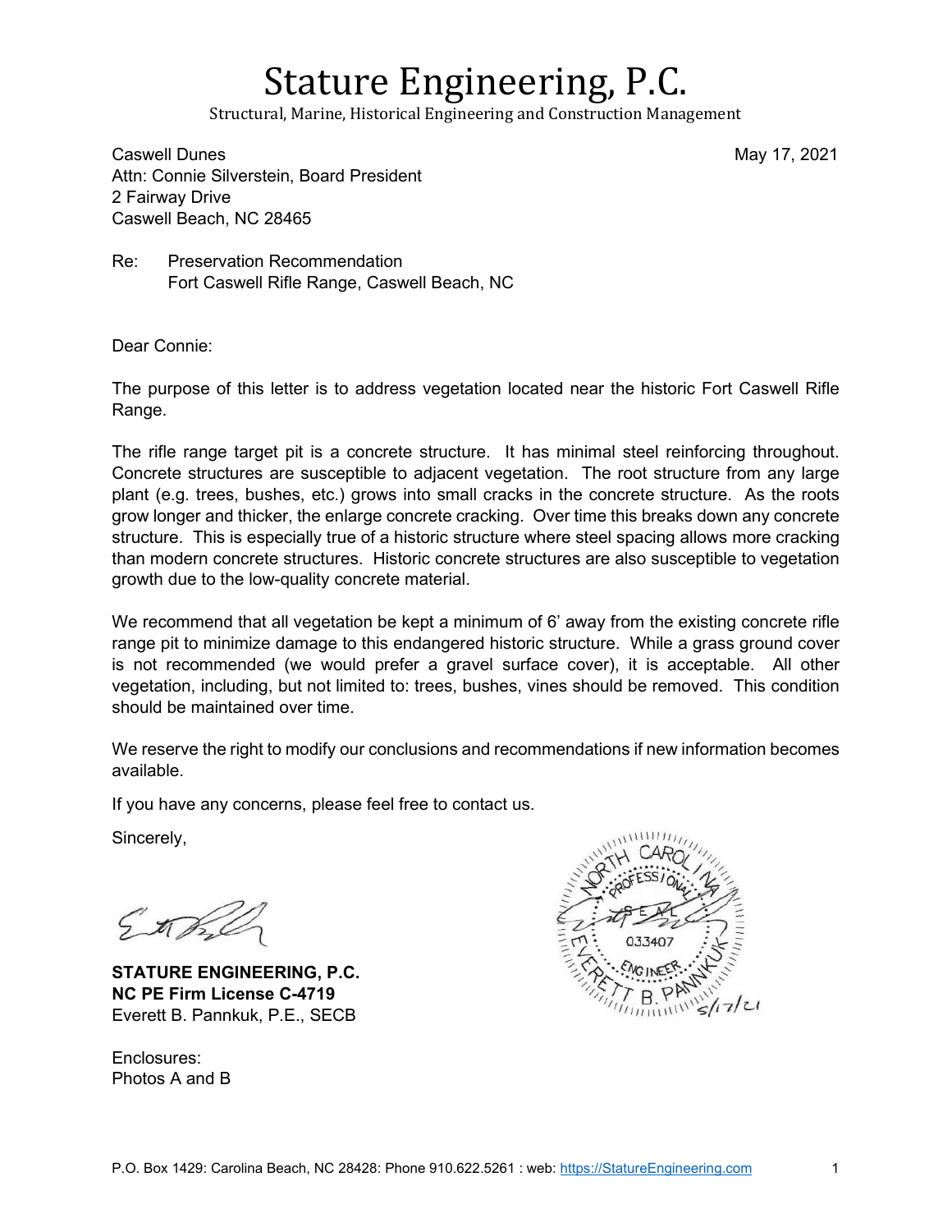# Stature Engineering, P.C.

Structural, Marine, Historical Engineering and Construction Management

Caswell Dunes
Attn: Connie Silverstein, Board President
2 Fairway Drive
Caswell Beach, NC 28465

May 17, 2021

Re: Preservation Recommendation
Fort Caswell Rifle Range, Caswell Beach, NC

Dear Connie:

The purpose of this letter is to address vegetation located near the historic Fort Caswell Rifle Range.

The rifle range target pit is a concrete structure. It has minimal steel reinforcing throughout. Concrete structures are susceptible to adjacent vegetation. The root structure from any large plant (e.g. trees, bushes, etc.) grows into small cracks in the concrete structure. As the roots grow longer and thicker, the enlarge concrete cracking. Over time this breaks down any concrete structure. This is especially true of a historic structure where steel spacing allows more cracking than modern concrete structures. Historic concrete structures are also susceptible to vegetation growth due to the low-quality concrete material.

We recommend that all vegetation be kept a minimum of 6' away from the existing concrete rifle range pit to minimize damage to this endangered historic structure. While a grass ground cover is not recommended (we would prefer a gravel surface cover), it is acceptable. All other vegetation, including, but not limited to: trees, bushes, vines should be removed. This condition should be maintained over time.

We reserve the right to modify our conclusions and recommendations if new information becomes available.

If you have any concerns, please feel free to contact us.

Sincerely,

**STATURE ENGINEERING, P.C.**
**NC PE Firm License C-4719**
Everett B. Pannkuk, P.E., SECB

NORTH CAROLINA PROFESSIONAL SEAL 033407 ENGINEER EVERETT B. PANNKUK 5/17/21

Enclosures:
Photos A and B

P.O. Box 1429: Carolina Beach, NC 28428: Phone 910.622.5261 : web: https://StatureEngineering.com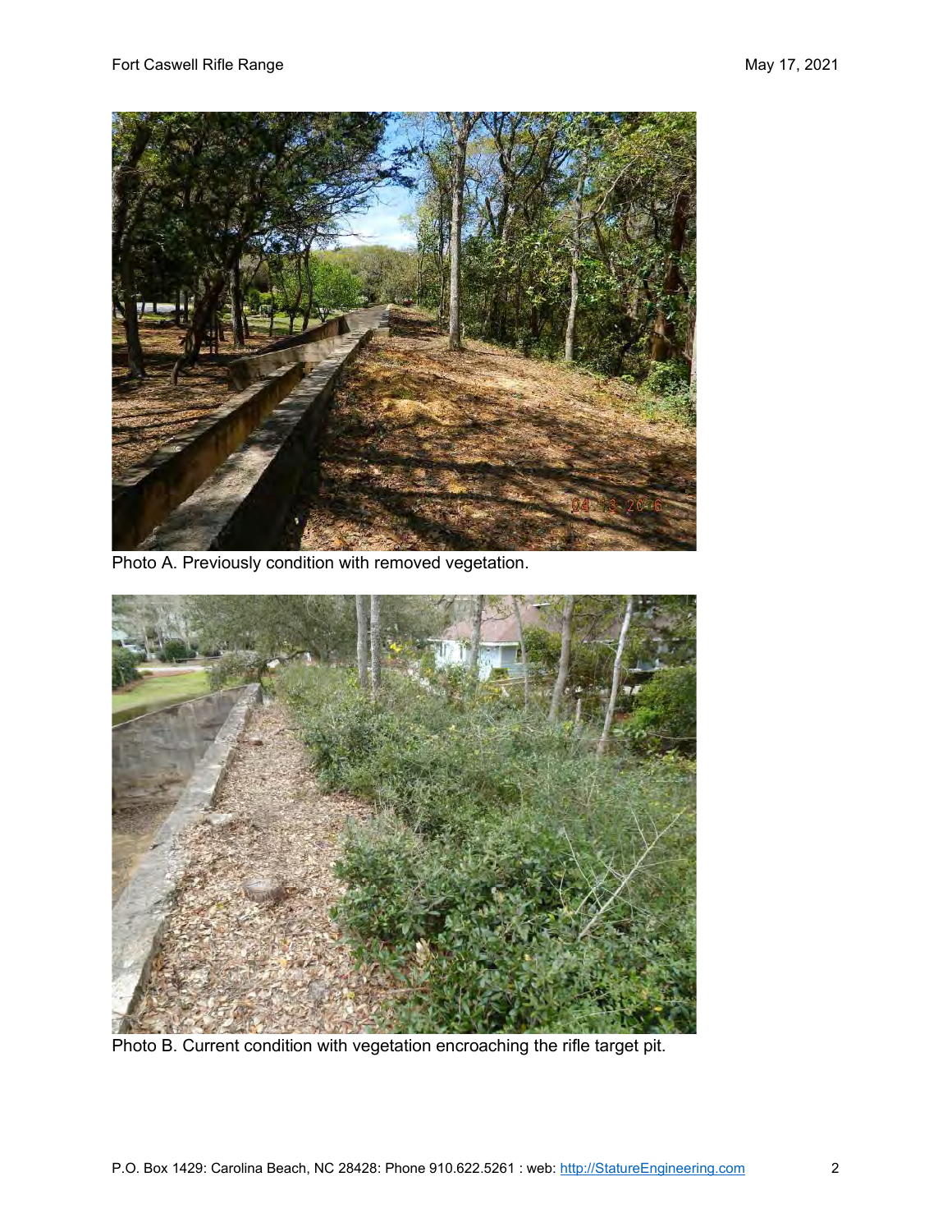Photo A. Previously condition with removed vegetation.

Photo B. Current condition with vegetation encroaching the rifle target pit.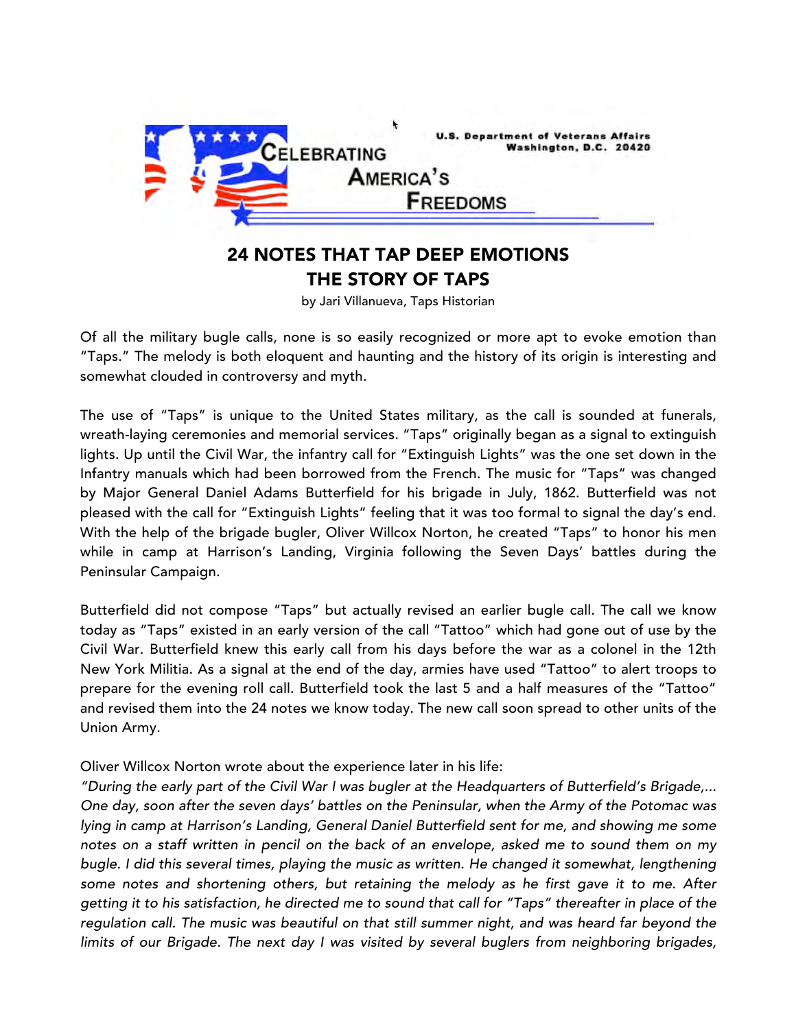Celebrating America's Freedoms

U.S. Department of Veterans Affairs
Washington, D.C. 20420

# 24 NOTES THAT TAP DEEP EMOTIONS
# THE STORY OF TAPS

by Jari Villanueva, Taps Historian

Of all the military bugle calls, none is so easily recognized or more apt to evoke emotion than "Taps." The melody is both eloquent and haunting and the history of its origin is interesting and somewhat clouded in controversy and myth.

The use of "Taps" is unique to the United States military, as the call is sounded at funerals, wreath-laying ceremonies and memorial services. "Taps" originally began as a signal to extinguish lights. Up until the Civil War, the infantry call for "Extinguish Lights" was the one set down in the Infantry manuals which had been borrowed from the French. The music for "Taps" was changed by Major General Daniel Adams Butterfield for his brigade in July, 1862. Butterfield was not pleased with the call for "Extinguish Lights" feeling that it was too formal to signal the day's end. With the help of the brigade bugler, Oliver Willcox Norton, he created "Taps" to honor his men while in camp at Harrison's Landing, Virginia following the Seven Days' battles during the Peninsular Campaign.

Butterfield did not compose "Taps" but actually revised an earlier bugle call. The call we know today as "Taps" existed in an early version of the call "Tattoo" which had gone out of use by the Civil War. Butterfield knew this early call from his days before the war as a colonel in the 12th New York Militia. As a signal at the end of the day, armies have used "Tattoo" to alert troops to prepare for the evening roll call. Butterfield took the last 5 and a half measures of the "Tattoo" and revised them into the 24 notes we know today. The new call soon spread to other units of the Union Army.

Oliver Willcox Norton wrote about the experience later in his life:
*"During the early part of the Civil War I was bugler at the Headquarters of Butterfield's Brigade,... One day, soon after the seven days' battles on the Peninsular, when the Army of the Potomac was lying in camp at Harrison's Landing, General Daniel Butterfield sent for me, and showing me some notes on a staff written in pencil on the back of an envelope, asked me to sound them on my bugle. I did this several times, playing the music as written. He changed it somewhat, lengthening some notes and shortening others, but retaining the melody as he first gave it to me. After getting it to his satisfaction, he directed me to sound that call for "Taps" thereafter in place of the regulation call. The music was beautiful on that still summer night, and was heard far beyond the limits of our Brigade. The next day I was visited by several buglers from neighboring brigades,*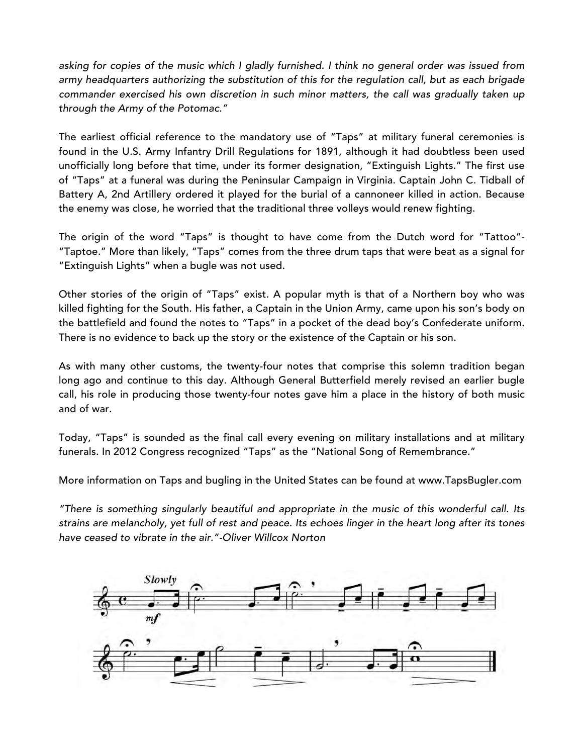*asking for copies of the music which I gladly furnished. I think no general order was issued from army headquarters authorizing the substitution of this for the regulation call, but as each brigade commander exercised his own discretion in such minor matters, the call was gradually taken up through the Army of the Potomac."*

The earliest official reference to the mandatory use of "Taps" at military funeral ceremonies is found in the U.S. Army Infantry Drill Regulations for 1891, although it had doubtless been used unofficially long before that time, under its former designation, "Extinguish Lights." The first use of "Taps" at a funeral was during the Peninsular Campaign in Virginia. Captain John C. Tidball of Battery A, 2nd Artillery ordered it played for the burial of a cannoneer killed in action. Because the enemy was close, he worried that the traditional three volleys would renew fighting.

The origin of the word "Taps" is thought to have come from the Dutch word for "Tattoo"- "Taptoe." More than likely, "Taps" comes from the three drum taps that were beat as a signal for "Extinguish Lights" when a bugle was not used.

Other stories of the origin of "Taps" exist. A popular myth is that of a Northern boy who was killed fighting for the South. His father, a Captain in the Union Army, came upon his son's body on the battlefield and found the notes to "Taps" in a pocket of the dead boy's Confederate uniform. There is no evidence to back up the story or the existence of the Captain or his son.

As with many other customs, the twenty-four notes that comprise this solemn tradition began long ago and continue to this day. Although General Butterfield merely revised an earlier bugle call, his role in producing those twenty-four notes gave him a place in the history of both music and of war.

Today, "Taps" is sounded as the final call every evening on military installations and at military funerals. In 2012 Congress recognized "Taps" as the "National Song of Remembrance."

More information on Taps and bugling in the United States can be found at www.TapsBugler.com

*"There is something singularly beautiful and appropriate in the music of this wonderful call. Its strains are melancholy, yet full of rest and peace. Its echoes linger in the heart long after its tones have ceased to vibrate in the air."-Oliver Willcox Norton*

Slowly

*mf*